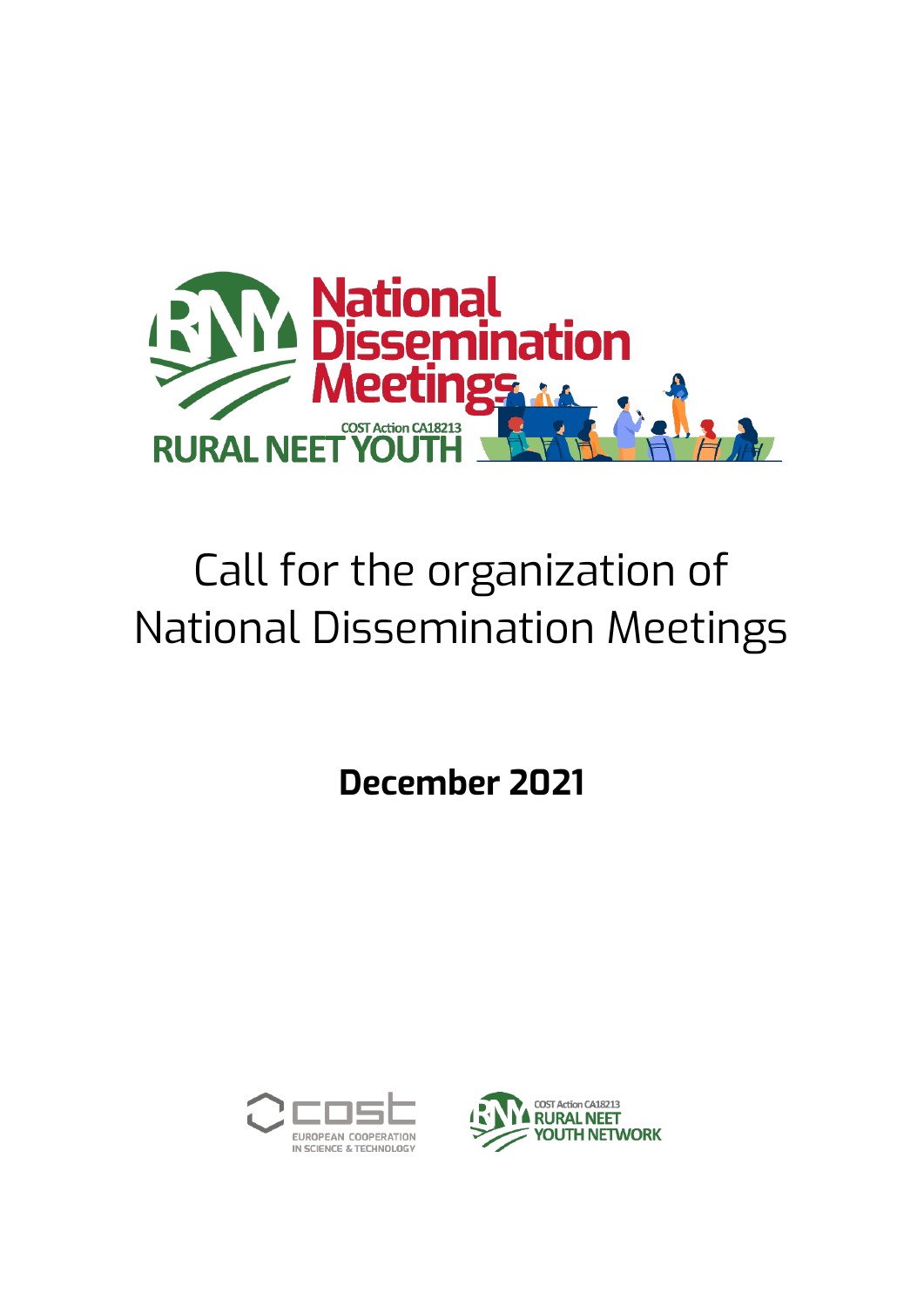# National Dissemination Meetings

COST Action CA18213

RURAL NEET YOUTH

# Call for the organization of National Dissemination Meetings

**December 2021**

COST EUROPEAN COOPERATION IN SCIENCE & TECHNOLOGY

COST Action CA18213 RURAL NEET YOUTH NETWORK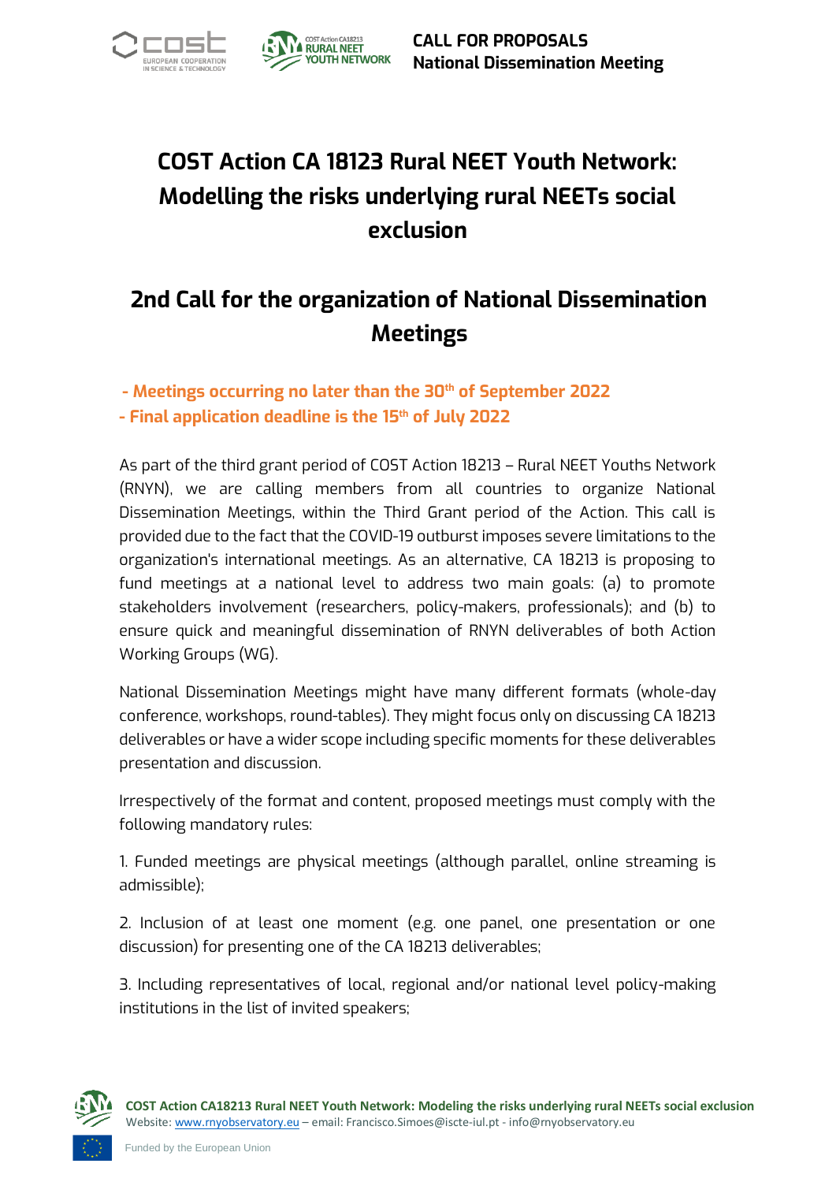# COST Action CA 18123 Rural NEET Youth Network: Modelling the risks underlying rural NEETs social exclusion

## 2nd Call for the organization of National Dissemination Meetings

**- Meetings occurring no later than the 30th of September 2022**
**- Final application deadline is the 15th of July 2022**

As part of the third grant period of COST Action 18213 – Rural NEET Youths Network (RNYN), we are calling members from all countries to organize National Dissemination Meetings, within the Third Grant period of the Action. This call is provided due to the fact that the COVID-19 outburst imposes severe limitations to the organization's international meetings. As an alternative, CA 18213 is proposing to fund meetings at a national level to address two main goals: (a) to promote stakeholders involvement (researchers, policy-makers, professionals); and (b) to ensure quick and meaningful dissemination of RNYN deliverables of both Action Working Groups (WG).

National Dissemination Meetings might have many different formats (whole-day conference, workshops, round-tables). They might focus only on discussing CA 18213 deliverables or have a wider scope including specific moments for these deliverables presentation and discussion.

Irrespectively of the format and content, proposed meetings must comply with the following mandatory rules:

1. Funded meetings are physical meetings (although parallel, online streaming is admissible);

2. Inclusion of at least one moment (e.g. one panel, one presentation or one discussion) for presenting one of the CA 18213 deliverables;

3. Including representatives of local, regional and/or national level policy-making institutions in the list of invited speakers;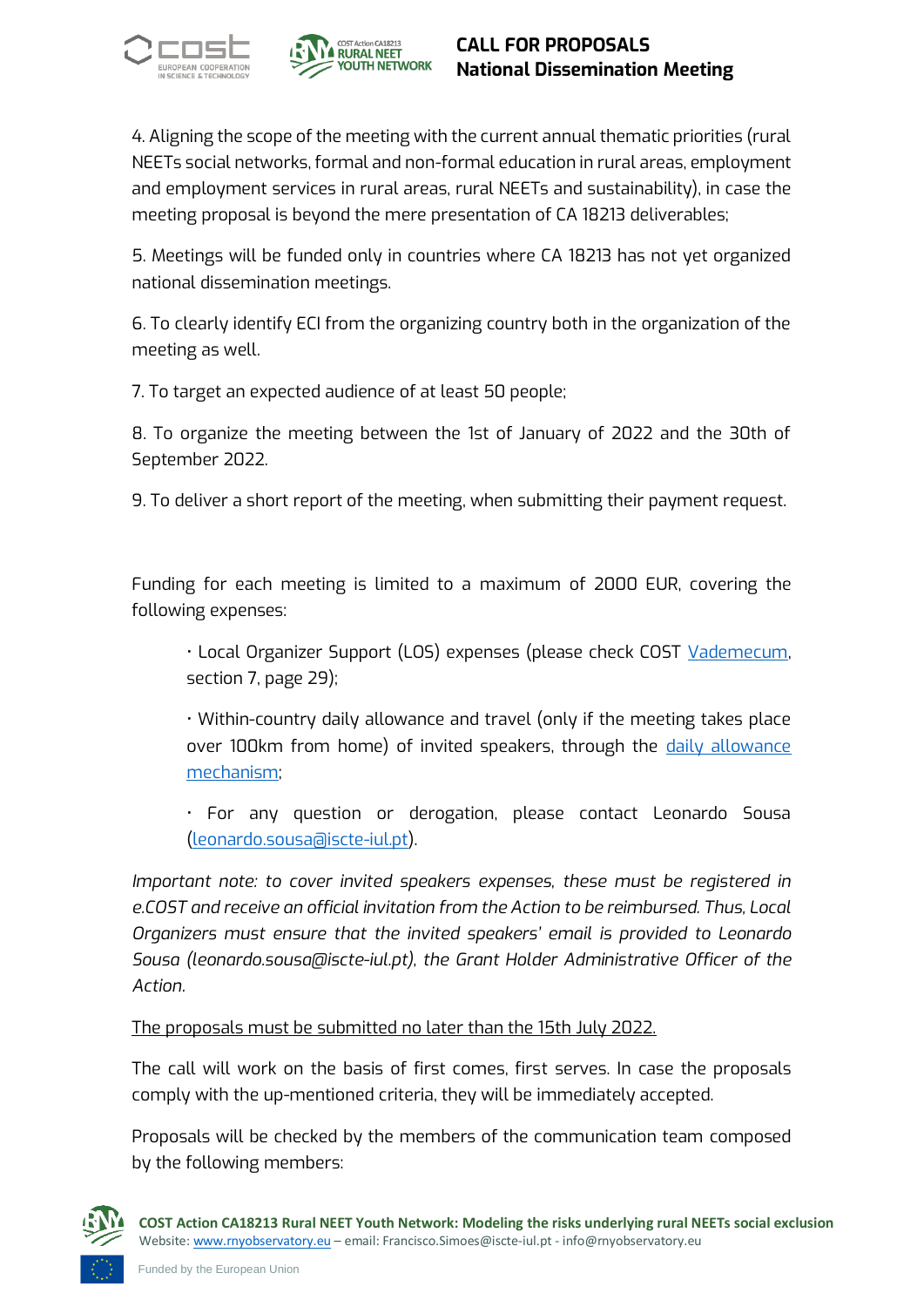4. Aligning the scope of the meeting with the current annual thematic priorities (rural NEETs social networks, formal and non-formal education in rural areas, employment and employment services in rural areas, rural NEETs and sustainability), in case the meeting proposal is beyond the mere presentation of CA 18213 deliverables;

5. Meetings will be funded only in countries where CA 18213 has not yet organized national dissemination meetings.

6. To clearly identify ECI from the organizing country both in the organization of the meeting as well.

7. To target an expected audience of at least 50 people;

8. To organize the meeting between the 1st of January of 2022 and the 30th of September 2022.

9. To deliver a short report of the meeting, when submitting their payment request.

Funding for each meeting is limited to a maximum of 2000 EUR, covering the following expenses:

- Local Organizer Support (LOS) expenses (please check COST [Vademecum](), section 7, page 29);
- Within-country daily allowance and travel (only if the meeting takes place over 100km from home) of invited speakers, through the [daily allowance mechanism]();
- For any question or derogation, please contact Leonardo Sousa (leonardo.sousa@iscte-iul.pt).

*Important note: to cover invited speakers expenses, these must be registered in e.COST and receive an official invitation from the Action to be reimbursed. Thus, Local Organizers must ensure that the invited speakers' email is provided to Leonardo Sousa (leonardo.sousa@iscte-iul.pt), the Grant Holder Administrative Officer of the Action.*

The proposals must be submitted no later than the 15th July 2022.

The call will work on the basis of first comes, first serves. In case the proposals comply with the up-mentioned criteria, they will be immediately accepted.

Proposals will be checked by the members of the communication team composed by the following members: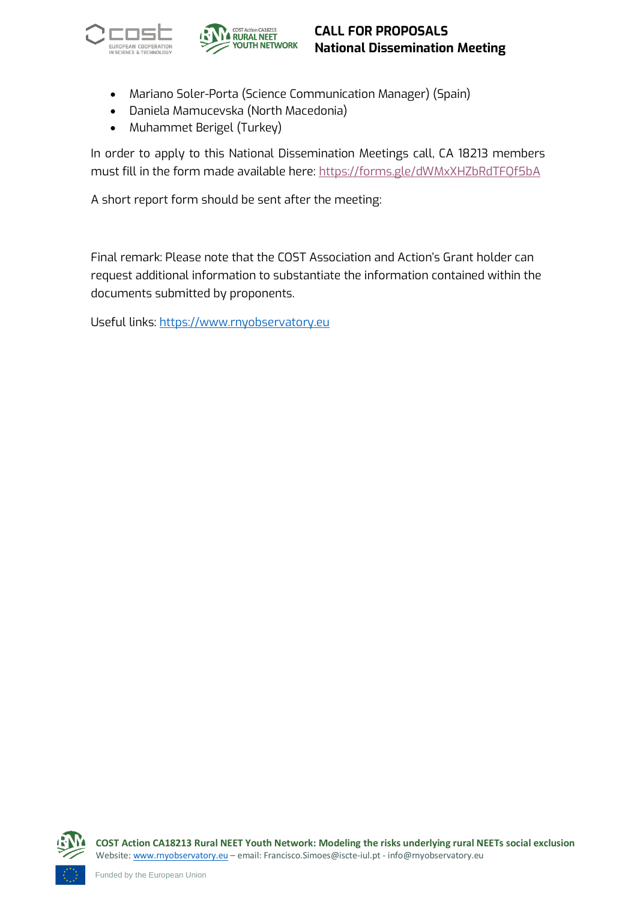- Mariano Soler-Porta (Science Communication Manager) (Spain)
- Daniela Mamucevska (North Macedonia)
- Muhammet Berigel (Turkey)

In order to apply to this National Dissemination Meetings call, CA 18213 members must fill in the form made available here: https://forms.gle/dWMxXHZbRdTFQf5bA

A short report form should be sent after the meeting:

Final remark: Please note that the COST Association and Action's Grant holder can request additional information to substantiate the information contained within the documents submitted by proponents.

Useful links: https://www.rnyobservatory.eu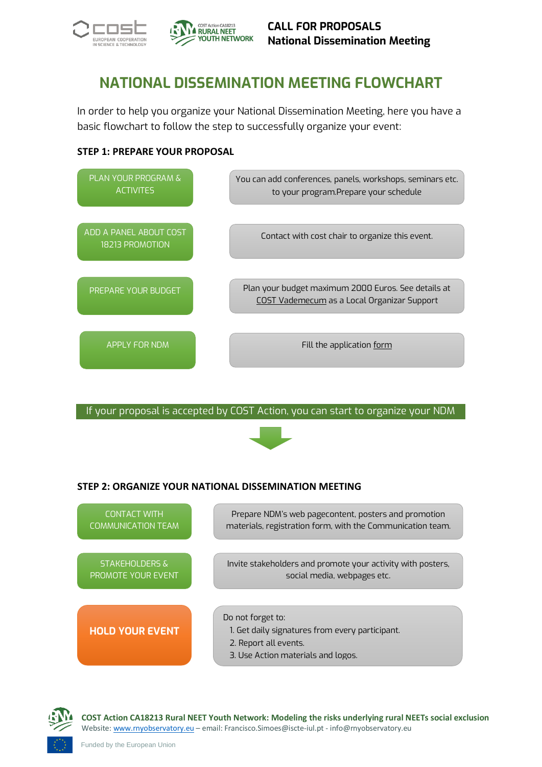# NATIONAL DISSEMINATION MEETING FLOWCHART

In order to help you organize your National Dissemination Meeting, here you have a basic flowchart to follow the step to successfully organize your event:

## STEP 1: PREPARE YOUR PROPOSAL

| | |
|---|---|
| PLAN YOUR PROGRAM & ACTIVITES | You can add conferences, panels, workshops, seminars etc. to your program.Prepare your schedule |
| ADD A PANEL ABOUT COST 18213 PROMOTION | Contact with cost chair to organize this event. |
| PREPARE YOUR BUDGET | Plan your budget maximum 2000 Euros. See details at COST Vademecum as a Local Organizar Support |
| APPLY FOR NDM | Fill the application form |

If your proposal is accepted by COST Action, you can start to organize your NDM

## STEP 2: ORGANIZE YOUR NATIONAL DISSEMINATION MEETING

| | |
|---|---|
| CONTACT WITH COMMUNICATION TEAM | Prepare NDM's web pagecontent, posters and promotion materials, registration form, with the Communication team. |
| STAKEHOLDERS & PROMOTE YOUR EVENT | Invite stakeholders and promote your activity with posters, social media, webpages etc. |
| **HOLD YOUR EVENT** | Do not forget to: 1. Get daily signatures from every participant. 2. Report all events. 3. Use Action materials and logos. |

**COST Action CA18213 Rural NEET Youth Network: Modeling the risks underlying rural NEETs social exclusion**
Website: www.rnyobservatory.eu – email: Francisco.Simoes@iscte-iul.pt - info@rnyobservatory.eu

Funded by the European Union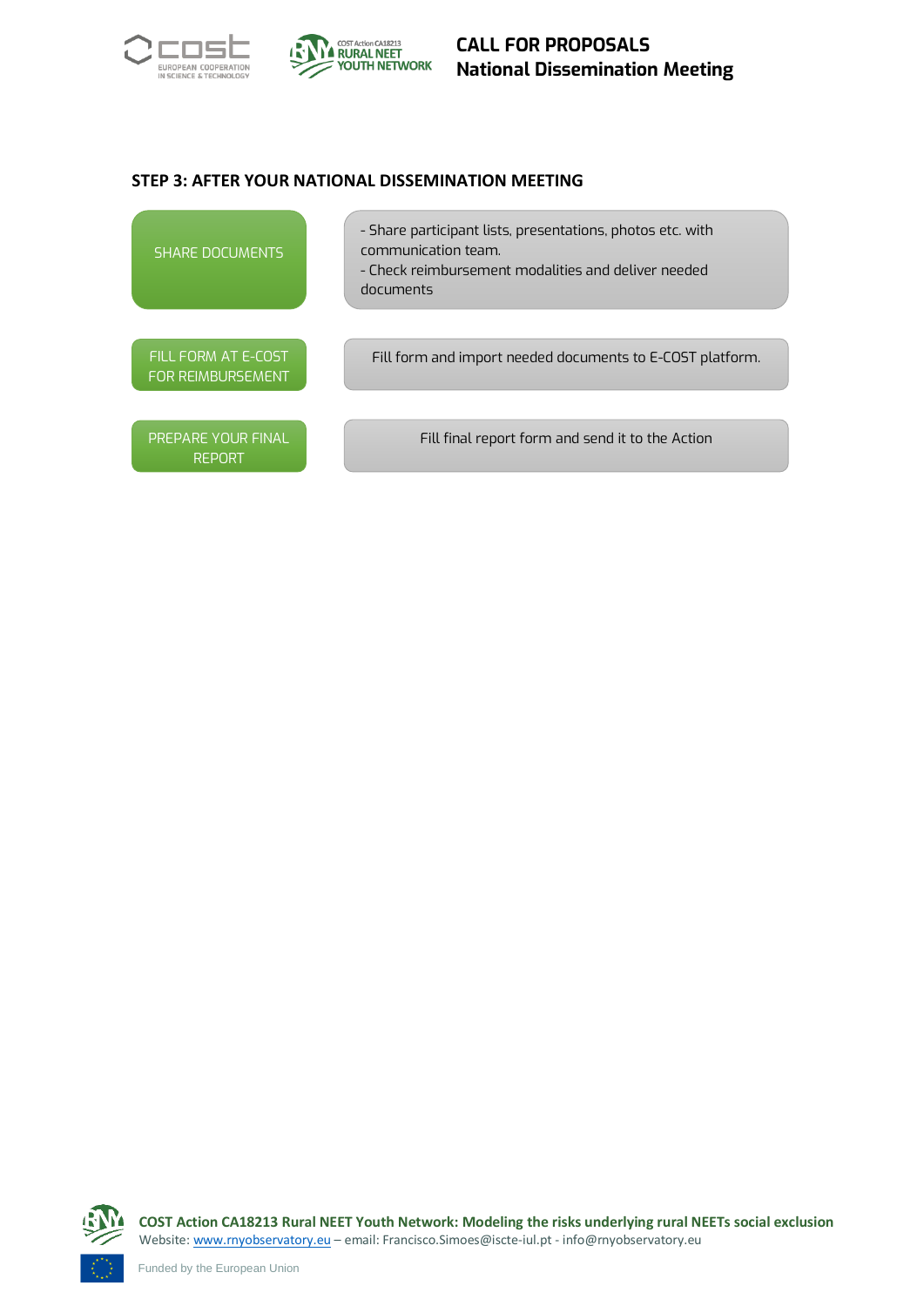### STEP 3: AFTER YOUR NATIONAL DISSEMINATION MEETING

| | |
|---|---|
| SHARE DOCUMENTS | - Share participant lists, presentations, photos etc. with communication team.<br>- Check reimbursement modalities and deliver needed documents |
| FILL FORM AT E-COST FOR REIMBURSEMENT | Fill form and import needed documents to E-COST platform. |
| PREPARE YOUR FINAL REPORT | Fill final report form and send it to the Action |